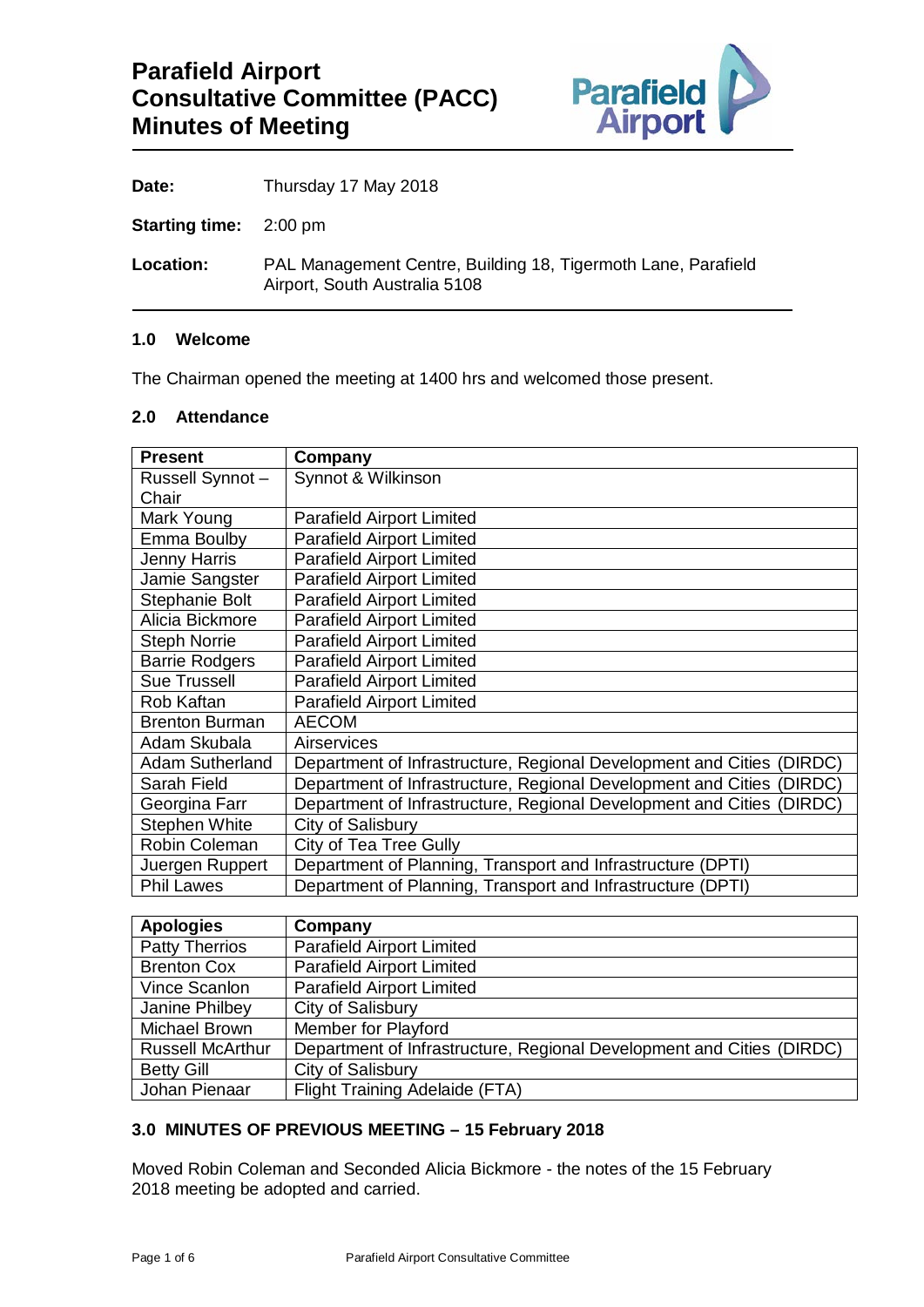# Parafield Airport Consultative Committee (PACC) Minutes of Meeting

**Date:** Thursday 17 May 2018

**Starting time:** 2:00 pm

**Location:** PAL Management Centre, Building 18, Tigermoth Lane, Parafield Airport, South Australia 5108

### 1.0 Welcome

The Chairman opened the meeting at 1400 hrs and welcomed those present.

### 2.0 Attendance

| Present | Company |
|---|---|
| Russell Synnot – Chair | Synnot & Wilkinson |
| Mark Young | Parafield Airport Limited |
| Emma Boulby | Parafield Airport Limited |
| Jenny Harris | Parafield Airport Limited |
| Jamie Sangster | Parafield Airport Limited |
| Stephanie Bolt | Parafield Airport Limited |
| Alicia Bickmore | Parafield Airport Limited |
| Steph Norrie | Parafield Airport Limited |
| Barrie Rodgers | Parafield Airport Limited |
| Sue Trussell | Parafield Airport Limited |
| Rob Kaftan | Parafield Airport Limited |
| Brenton Burman | AECOM |
| Adam Skubala | Airservices |
| Adam Sutherland | Department of Infrastructure, Regional Development and Cities (DIRDC) |
| Sarah Field | Department of Infrastructure, Regional Development and Cities (DIRDC) |
| Georgina Farr | Department of Infrastructure, Regional Development and Cities (DIRDC) |
| Stephen White | City of Salisbury |
| Robin Coleman | City of Tea Tree Gully |
| Juergen Ruppert | Department of Planning, Transport and Infrastructure (DPTI) |
| Phil Lawes | Department of Planning, Transport and Infrastructure (DPTI) |

| Apologies | Company |
|---|---|
| Patty Therrios | Parafield Airport Limited |
| Brenton Cox | Parafield Airport Limited |
| Vince Scanlon | Parafield Airport Limited |
| Janine Philbey | City of Salisbury |
| Michael Brown | Member for Playford |
| Russell McArthur | Department of Infrastructure, Regional Development and Cities (DIRDC) |
| Betty Gill | City of Salisbury |
| Johan Pienaar | Flight Training Adelaide (FTA) |

### 3.0 MINUTES OF PREVIOUS MEETING – 15 February 2018

Moved Robin Coleman and Seconded Alicia Bickmore - the notes of the 15 February 2018 meeting be adopted and carried.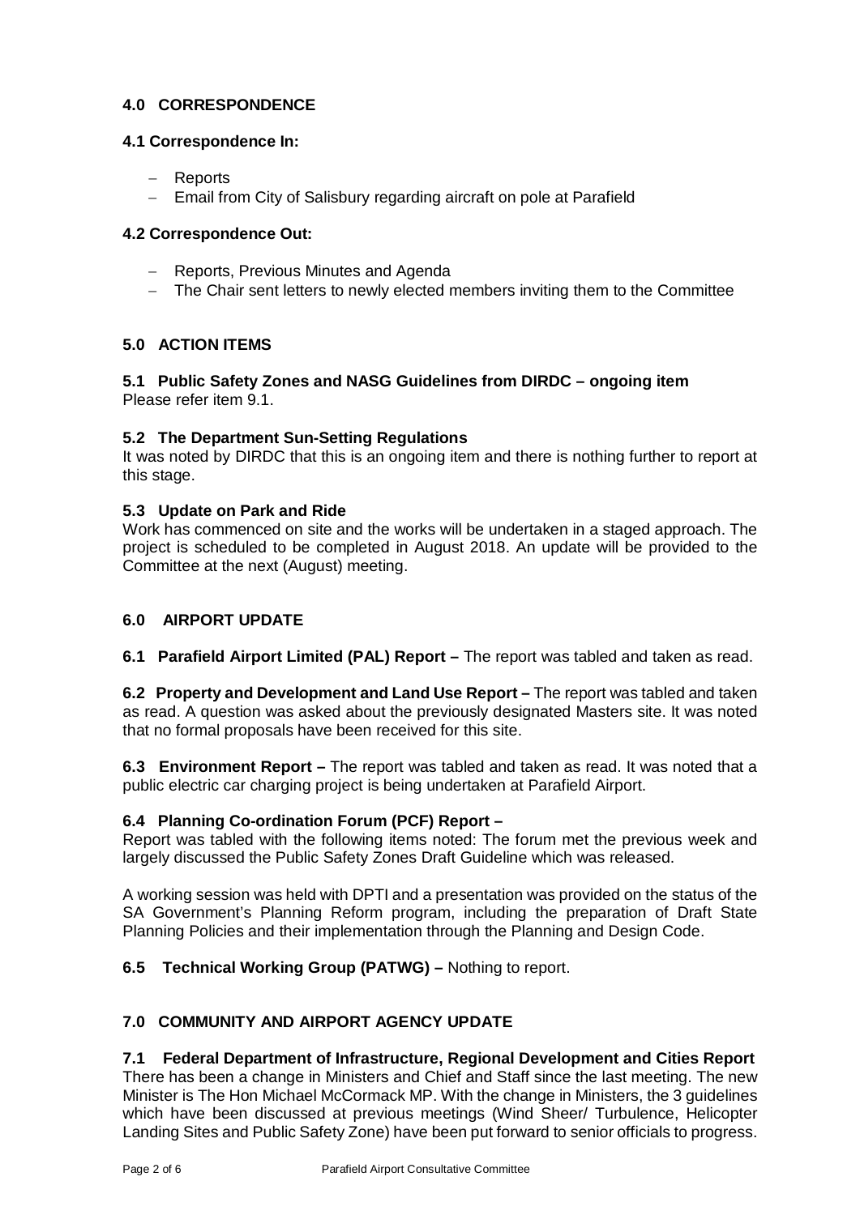## 4.0 CORRESPONDENCE

### 4.1 Correspondence In:

- Reports
- Email from City of Salisbury regarding aircraft on pole at Parafield

### 4.2 Correspondence Out:

- Reports, Previous Minutes and Agenda
- The Chair sent letters to newly elected members inviting them to the Committee

## 5.0 ACTION ITEMS

### 5.1 Public Safety Zones and NASG Guidelines from DIRDC – ongoing item

Please refer item 9.1.

### 5.2 The Department Sun-Setting Regulations

It was noted by DIRDC that this is an ongoing item and there is nothing further to report at this stage.

### 5.3 Update on Park and Ride

Work has commenced on site and the works will be undertaken in a staged approach. The project is scheduled to be completed in August 2018. An update will be provided to the Committee at the next (August) meeting.

## 6.0 AIRPORT UPDATE

**6.1 Parafield Airport Limited (PAL) Report –** The report was tabled and taken as read.

**6.2 Property and Development and Land Use Report –** The report was tabled and taken as read. A question was asked about the previously designated Masters site. It was noted that no formal proposals have been received for this site.

**6.3 Environment Report –** The report was tabled and taken as read. It was noted that a public electric car charging project is being undertaken at Parafield Airport.

### 6.4 Planning Co-ordination Forum (PCF) Report –

Report was tabled with the following items noted: The forum met the previous week and largely discussed the Public Safety Zones Draft Guideline which was released.

A working session was held with DPTI and a presentation was provided on the status of the SA Government's Planning Reform program, including the preparation of Draft State Planning Policies and their implementation through the Planning and Design Code.

**6.5 Technical Working Group (PATWG) –** Nothing to report.

## 7.0 COMMUNITY AND AIRPORT AGENCY UPDATE

### 7.1 Federal Department of Infrastructure, Regional Development and Cities Report

There has been a change in Ministers and Chief and Staff since the last meeting. The new Minister is The Hon Michael McCormack MP. With the change in Ministers, the 3 guidelines which have been discussed at previous meetings (Wind Sheer/ Turbulence, Helicopter Landing Sites and Public Safety Zone) have been put forward to senior officials to progress.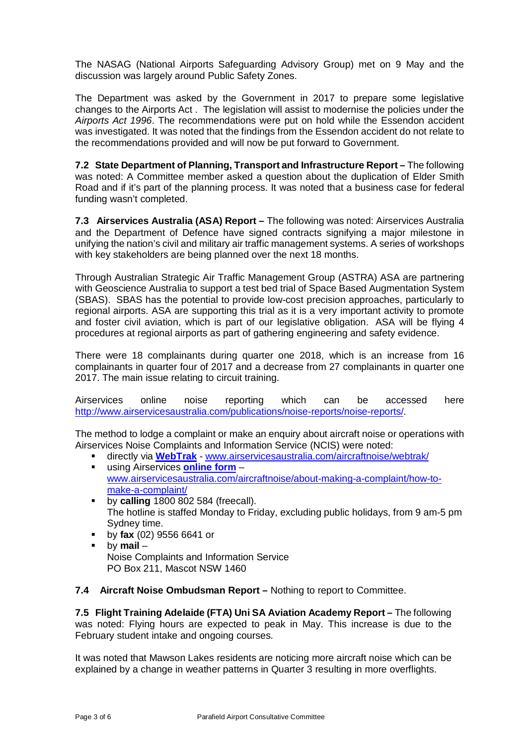The NASAG (National Airports Safeguarding Advisory Group) met on 9 May and the discussion was largely around Public Safety Zones.

The Department was asked by the Government in 2017 to prepare some legislative changes to the Airports Act . The legislation will assist to modernise the policies under the *Airports Act 1996*. The recommendations were put on hold while the Essendon accident was investigated. It was noted that the findings from the Essendon accident do not relate to the recommendations provided and will now be put forward to Government.

**7.2 State Department of Planning, Transport and Infrastructure Report –** The following was noted: A Committee member asked a question about the duplication of Elder Smith Road and if it's part of the planning process. It was noted that a business case for federal funding wasn't completed.

**7.3 Airservices Australia (ASA) Report –** The following was noted: Airservices Australia and the Department of Defence have signed contracts signifying a major milestone in unifying the nation's civil and military air traffic management systems. A series of workshops with key stakeholders are being planned over the next 18 months.

Through Australian Strategic Air Traffic Management Group (ASTRA) ASA are partnering with Geoscience Australia to support a test bed trial of Space Based Augmentation System (SBAS). SBAS has the potential to provide low-cost precision approaches, particularly to regional airports. ASA are supporting this trial as it is a very important activity to promote and foster civil aviation, which is part of our legislative obligation. ASA will be flying 4 procedures at regional airports as part of gathering engineering and safety evidence.

There were 18 complainants during quarter one 2018, which is an increase from 16 complainants in quarter four of 2017 and a decrease from 27 complainants in quarter one 2017. The main issue relating to circuit training.

Airservices online noise reporting which can be accessed here http://www.airservicesaustralia.com/publications/noise-reports/noise-reports/.

The method to lodge a complaint or make an enquiry about aircraft noise or operations with Airservices Noise Complaints and Information Service (NCIS) were noted:

- directly via **WebTrak** - www.airservicesaustralia.com/aircraftnoise/webtrak/
- using Airservices **online form** – www.airservicesaustralia.com/aircraftnoise/about-making-a-complaint/how-to-make-a-complaint/
- by **calling** 1800 802 584 (freecall).
  The hotline is staffed Monday to Friday, excluding public holidays, from 9 am-5 pm Sydney time.
- by **fax** (02) 9556 6641 or
- by **mail** –
  Noise Complaints and Information Service
  PO Box 211, Mascot NSW 1460

**7.4 Aircraft Noise Ombudsman Report –** Nothing to report to Committee.

**7.5 Flight Training Adelaide (FTA) Uni SA Aviation Academy Report –** The following was noted: Flying hours are expected to peak in May. This increase is due to the February student intake and ongoing courses.

It was noted that Mawson Lakes residents are noticing more aircraft noise which can be explained by a change in weather patterns in Quarter 3 resulting in more overflights.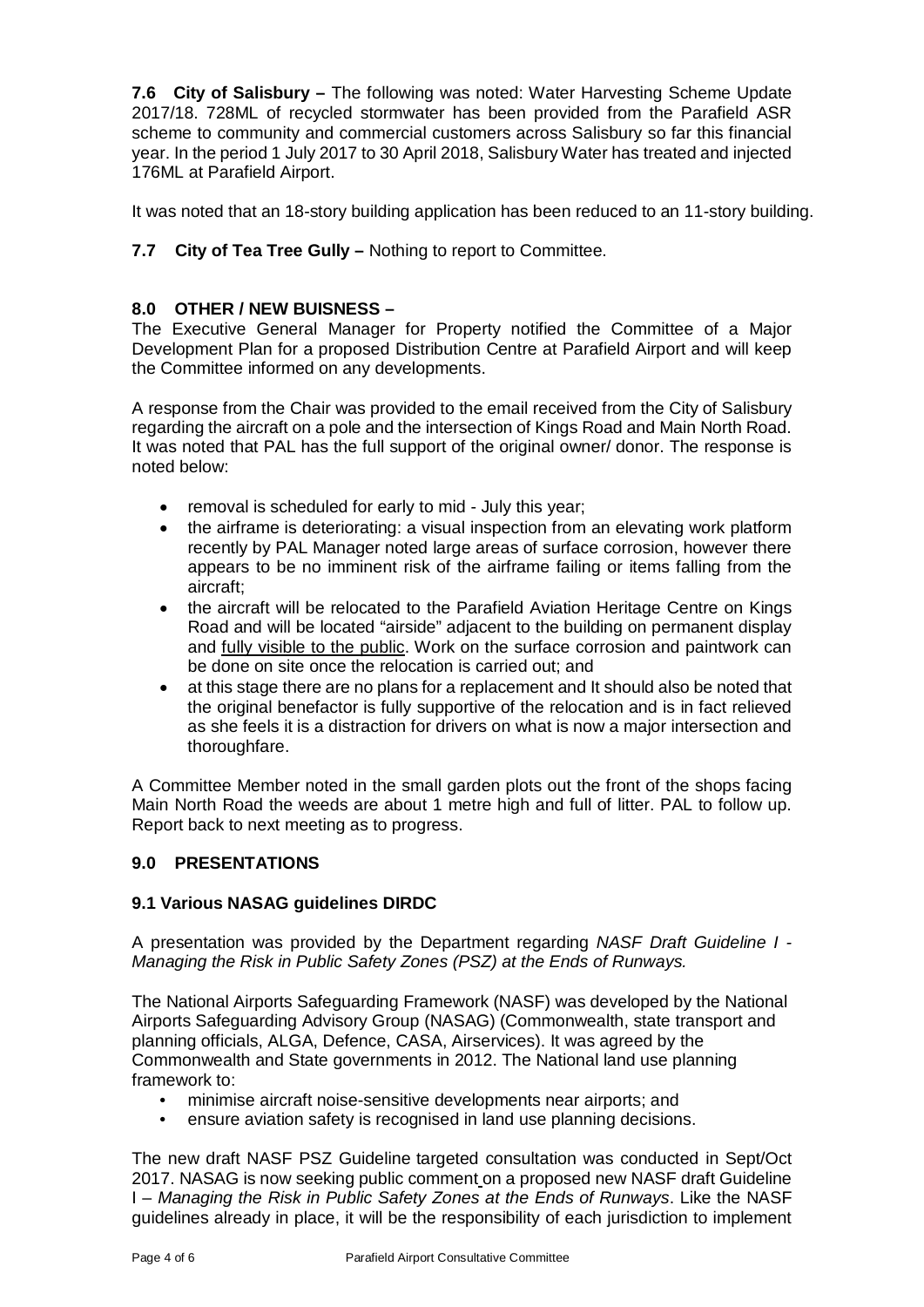**7.6 City of Salisbury –** The following was noted: Water Harvesting Scheme Update 2017/18. 728ML of recycled stormwater has been provided from the Parafield ASR scheme to community and commercial customers across Salisbury so far this financial year. In the period 1 July 2017 to 30 April 2018, Salisbury Water has treated and injected 176ML at Parafield Airport.

It was noted that an 18-story building application has been reduced to an 11-story building.

**7.7 City of Tea Tree Gully –** Nothing to report to Committee.

## 8.0 OTHER / NEW BUISNESS –

The Executive General Manager for Property notified the Committee of a Major Development Plan for a proposed Distribution Centre at Parafield Airport and will keep the Committee informed on any developments.

A response from the Chair was provided to the email received from the City of Salisbury regarding the aircraft on a pole and the intersection of Kings Road and Main North Road. It was noted that PAL has the full support of the original owner/ donor. The response is noted below:

- removal is scheduled for early to mid - July this year;
- the airframe is deteriorating: a visual inspection from an elevating work platform recently by PAL Manager noted large areas of surface corrosion, however there appears to be no imminent risk of the airframe failing or items falling from the aircraft;
- the aircraft will be relocated to the Parafield Aviation Heritage Centre on Kings Road and will be located "airside" adjacent to the building on permanent display and <u>fully visible to the public</u>. Work on the surface corrosion and paintwork can be done on site once the relocation is carried out; and
- at this stage there are no plans for a replacement and It should also be noted that the original benefactor is fully supportive of the relocation and is in fact relieved as she feels it is a distraction for drivers on what is now a major intersection and thoroughfare.

A Committee Member noted in the small garden plots out the front of the shops facing Main North Road the weeds are about 1 metre high and full of litter. PAL to follow up. Report back to next meeting as to progress.

## 9.0 PRESENTATIONS

### 9.1 Various NASAG guidelines DIRDC

A presentation was provided by the Department regarding *NASF Draft Guideline I - Managing the Risk in Public Safety Zones (PSZ) at the Ends of Runways.*

The National Airports Safeguarding Framework (NASF) was developed by the National Airports Safeguarding Advisory Group (NASAG) (Commonwealth, state transport and planning officials, ALGA, Defence, CASA, Airservices). It was agreed by the Commonwealth and State governments in 2012. The National land use planning framework to:

- minimise aircraft noise-sensitive developments near airports; and
- ensure aviation safety is recognised in land use planning decisions.

The new draft NASF PSZ Guideline targeted consultation was conducted in Sept/Oct 2017. NASAG is now seeking public comment on a proposed new NASF draft Guideline I – *Managing the Risk in Public Safety Zones at the Ends of Runways*. Like the NASF guidelines already in place, it will be the responsibility of each jurisdiction to implement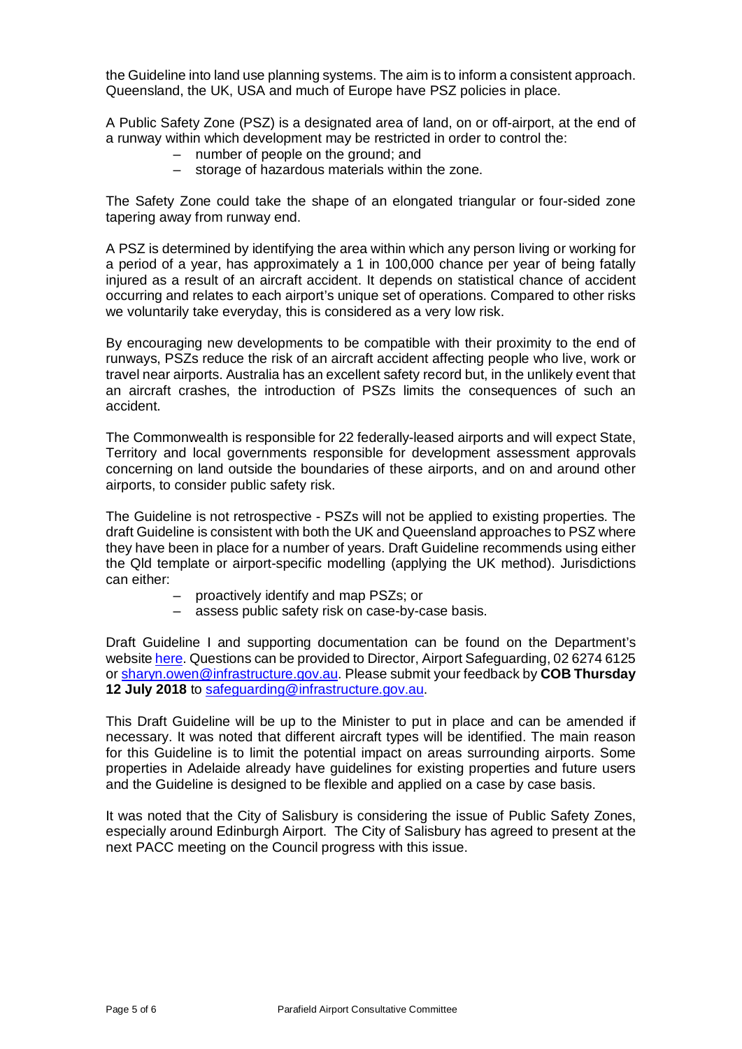the Guideline into land use planning systems. The aim is to inform a consistent approach. Queensland, the UK, USA and much of Europe have PSZ policies in place.

A Public Safety Zone (PSZ) is a designated area of land, on or off-airport, at the end of a runway within which development may be restricted in order to control the:

- number of people on the ground; and
- storage of hazardous materials within the zone.

The Safety Zone could take the shape of an elongated triangular or four-sided zone tapering away from runway end.

A PSZ is determined by identifying the area within which any person living or working for a period of a year, has approximately a 1 in 100,000 chance per year of being fatally injured as a result of an aircraft accident. It depends on statistical chance of accident occurring and relates to each airport's unique set of operations. Compared to other risks we voluntarily take everyday, this is considered as a very low risk.

By encouraging new developments to be compatible with their proximity to the end of runways, PSZs reduce the risk of an aircraft accident affecting people who live, work or travel near airports. Australia has an excellent safety record but, in the unlikely event that an aircraft crashes, the introduction of PSZs limits the consequences of such an accident.

The Commonwealth is responsible for 22 federally-leased airports and will expect State, Territory and local governments responsible for development assessment approvals concerning on land outside the boundaries of these airports, and on and around other airports, to consider public safety risk.

The Guideline is not retrospective - PSZs will not be applied to existing properties. The draft Guideline is consistent with both the UK and Queensland approaches to PSZ where they have been in place for a number of years. Draft Guideline recommends using either the Qld template or airport-specific modelling (applying the UK method). Jurisdictions can either:

- proactively identify and map PSZs; or
- assess public safety risk on case-by-case basis.

Draft Guideline I and supporting documentation can be found on the Department's website here. Questions can be provided to Director, Airport Safeguarding, 02 6274 6125 or sharyn.owen@infrastructure.gov.au. Please submit your feedback by **COB Thursday 12 July 2018** to safeguarding@infrastructure.gov.au.

This Draft Guideline will be up to the Minister to put in place and can be amended if necessary. It was noted that different aircraft types will be identified. The main reason for this Guideline is to limit the potential impact on areas surrounding airports. Some properties in Adelaide already have guidelines for existing properties and future users and the Guideline is designed to be flexible and applied on a case by case basis.

It was noted that the City of Salisbury is considering the issue of Public Safety Zones, especially around Edinburgh Airport. The City of Salisbury has agreed to present at the next PACC meeting on the Council progress with this issue.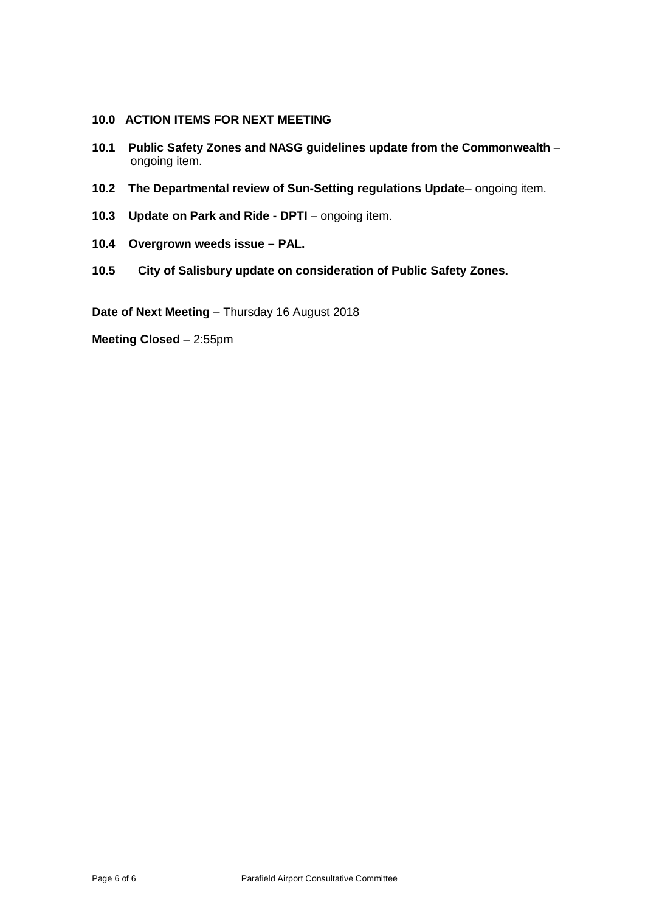## 10.0 ACTION ITEMS FOR NEXT MEETING

**10.1 Public Safety Zones and NASG guidelines update from the Commonwealth** – ongoing item.

**10.2 The Departmental review of Sun-Setting regulations Update**– ongoing item.

**10.3 Update on Park and Ride - DPTI** – ongoing item.

**10.4 Overgrown weeds issue – PAL.**

**10.5 City of Salisbury update on consideration of Public Safety Zones.**

**Date of Next Meeting** – Thursday 16 August 2018

**Meeting Closed** – 2:55pm